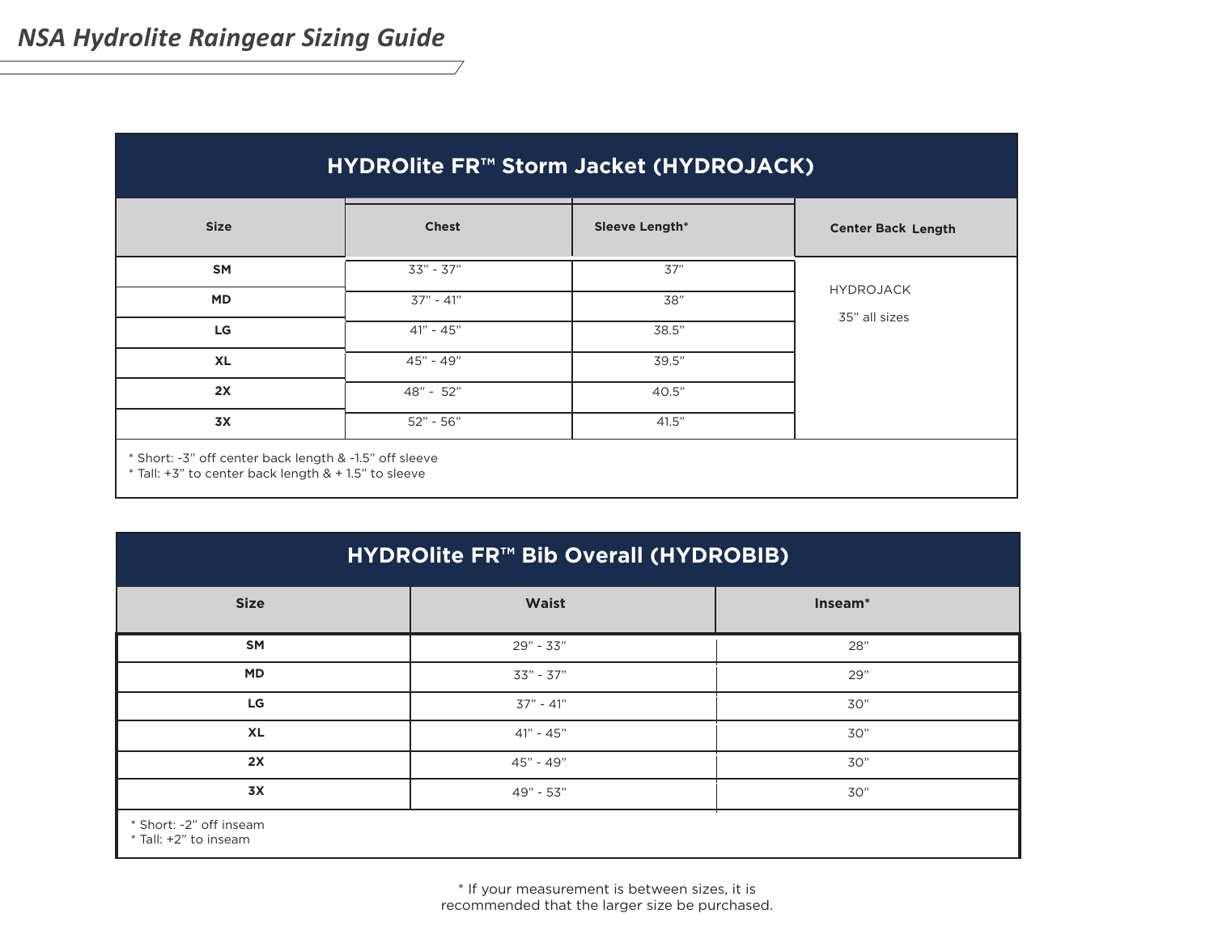# NSA Hydrolite Raingear Sizing Guide

| HYDROlite FR™ Storm Jacket (HYDROJACK) | | | |
|---|---|---|---|
| Size | Chest | Sleeve Length* | Center Back Length |
| SM | 33" - 37" | 37" | HYDROJACK 35" all sizes |
| MD | 37" - 41" | 38" | |
| LG | 41" - 45" | 38.5" | |
| XL | 45" - 49" | 39.5" | |
| 2X | 48" - 52" | 40.5" | |
| 3X | 52" - 56" | 41.5" | |

* Short: -3" off center back length & -1.5" off sleeve
* Tall: +3" to center back length & + 1.5" to sleeve

| HYDROlite FR™ Bib Overall (HYDROBIB) | | |
|---|---|---|
| Size | Waist | Inseam* |
| SM | 29" - 33" | 28" |
| MD | 33" - 37" | 29" |
| LG | 37" - 41" | 30" |
| XL | 41" - 45" | 30" |
| 2X | 45" - 49" | 30" |
| 3X | 49" - 53" | 30" |

* Short: -2" off inseam
* Tall: +2" to inseam

* If your measurement is between sizes, it is recommended that the larger size be purchased.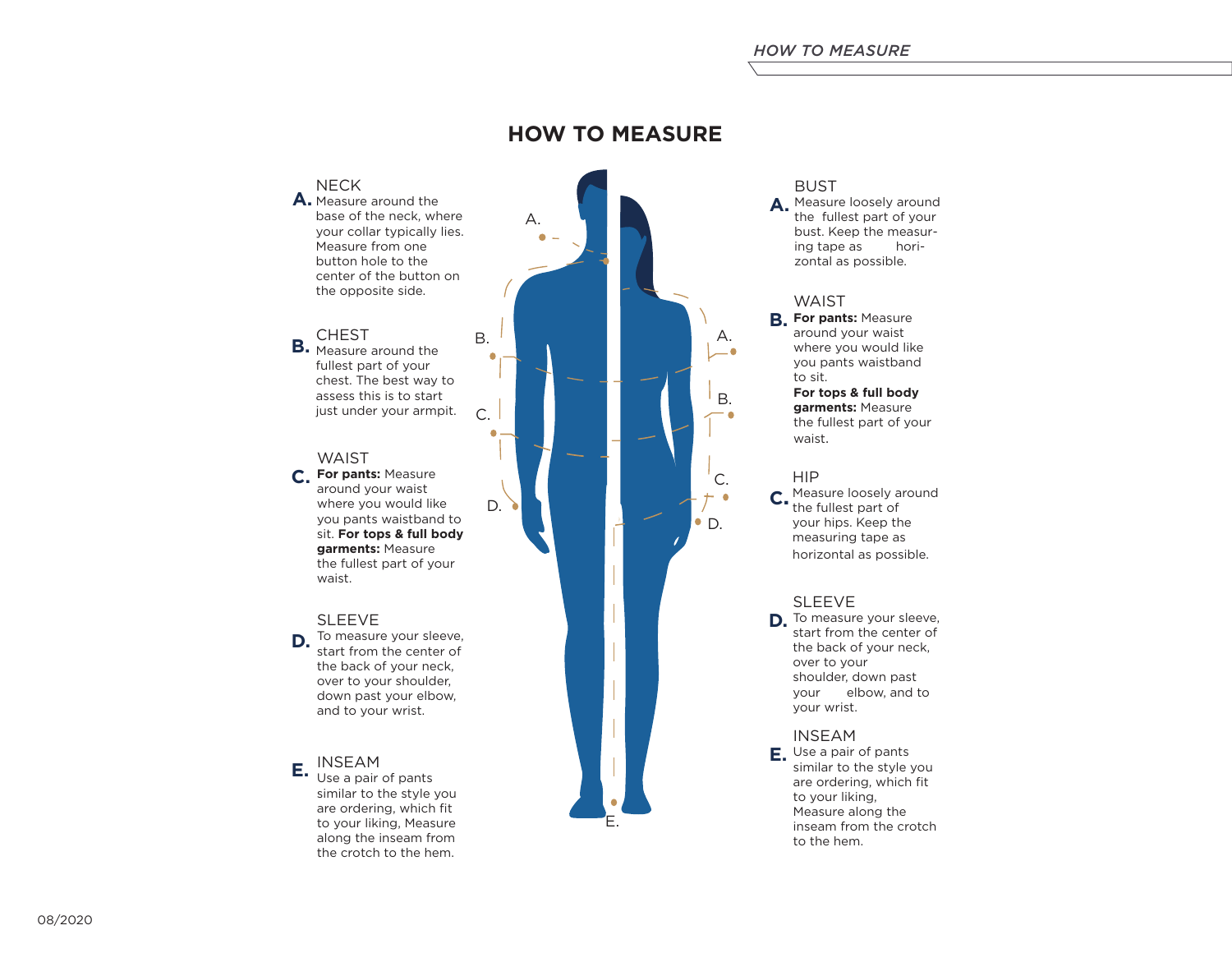# HOW TO MEASURE

**A.** NECK
Measure around the base of the neck, where your collar typically lies. Measure from one button hole to the center of the button on the opposite side.

**B.** CHEST
Measure around the fullest part of your chest. The best way to assess this is to start just under your armpit.

**C.** WAIST
**For pants:** Measure around your waist where you would like you pants waistband to sit. **For tops & full body garments:** Measure the fullest part of your waist.

**D.** SLEEVE
To measure your sleeve, start from the center of the back of your neck, over to your shoulder, down past your elbow, and to your wrist.

**E.** INSEAM
Use a pair of pants similar to the style you are ordering, which fit to your liking, Measure along the inseam from the crotch to the hem.

**A.** BUST
Measure loosely around the fullest part of your bust. Keep the measuring tape as horizontal as possible.

**B.** WAIST
**For pants:** Measure around your waist where you would like you pants waistband to sit.
**For tops & full body garments:** Measure the fullest part of your waist.

**C.** HIP
Measure loosely around the fullest part of your hips. Keep the measuring tape as horizontal as possible.

**D.** SLEEVE
To measure your sleeve, start from the center of the back of your neck, over to your shoulder, down past your elbow, and to your wrist.

**E.** INSEAM
Use a pair of pants similar to the style you are ordering, which fit to your liking, Measure along the inseam from the crotch to the hem.

08/2020